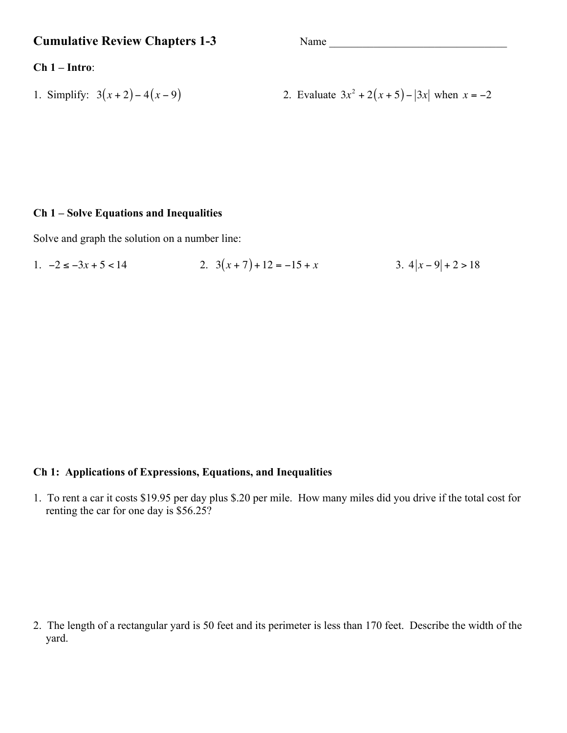# Cumulative Review Chapters 1-3

Name ________________________________

**Ch 1 – Intro**:

1. Simplify: $3(x+2)-4(x-9)$

2. Evaluate $3x^2+2(x+5)-|3x|$ when $x=-2$

**Ch 1 – Solve Equations and Inequalities**

Solve and graph the solution on a number line:

1. $-2 \le -3x+5 < 14$

2. $3(x+7)+12=-15+x$

3. $4|x-9|+2>18$

**Ch 1: Applications of Expressions, Equations, and Inequalities**

1. To rent a car it costs \$19.95 per day plus \$.20 per mile. How many miles did you drive if the total cost for renting the car for one day is \$56.25?

2. The length of a rectangular yard is 50 feet and its perimeter is less than 170 feet. Describe the width of the yard.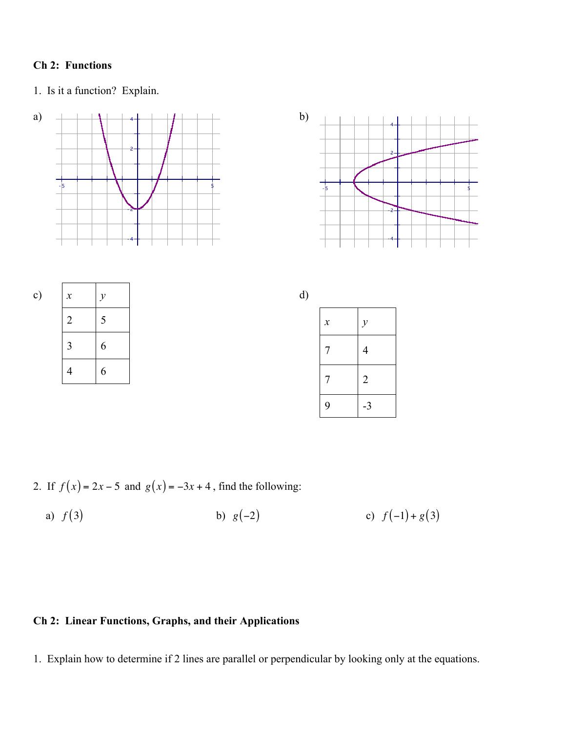**Ch 2: Functions**

1. Is it a function? Explain.

a)

b)

c)

| $x$ | $y$ |
|---|---|
| 2 | 5 |
| 3 | 6 |
| 4 | 6 |

d)

| $x$ | $y$ |
|---|---|
| 7 | 4 |
| 7 | 2 |
| 9 | -3 |

2. If $f(x) = 2x - 5$ and $g(x) = -3x + 4$, find the following:

a) $f(3)$

b) $g(-2)$

c) $f(-1) + g(3)$

**Ch 2: Linear Functions, Graphs, and their Applications**

1. Explain how to determine if 2 lines are parallel or perpendicular by looking only at the equations.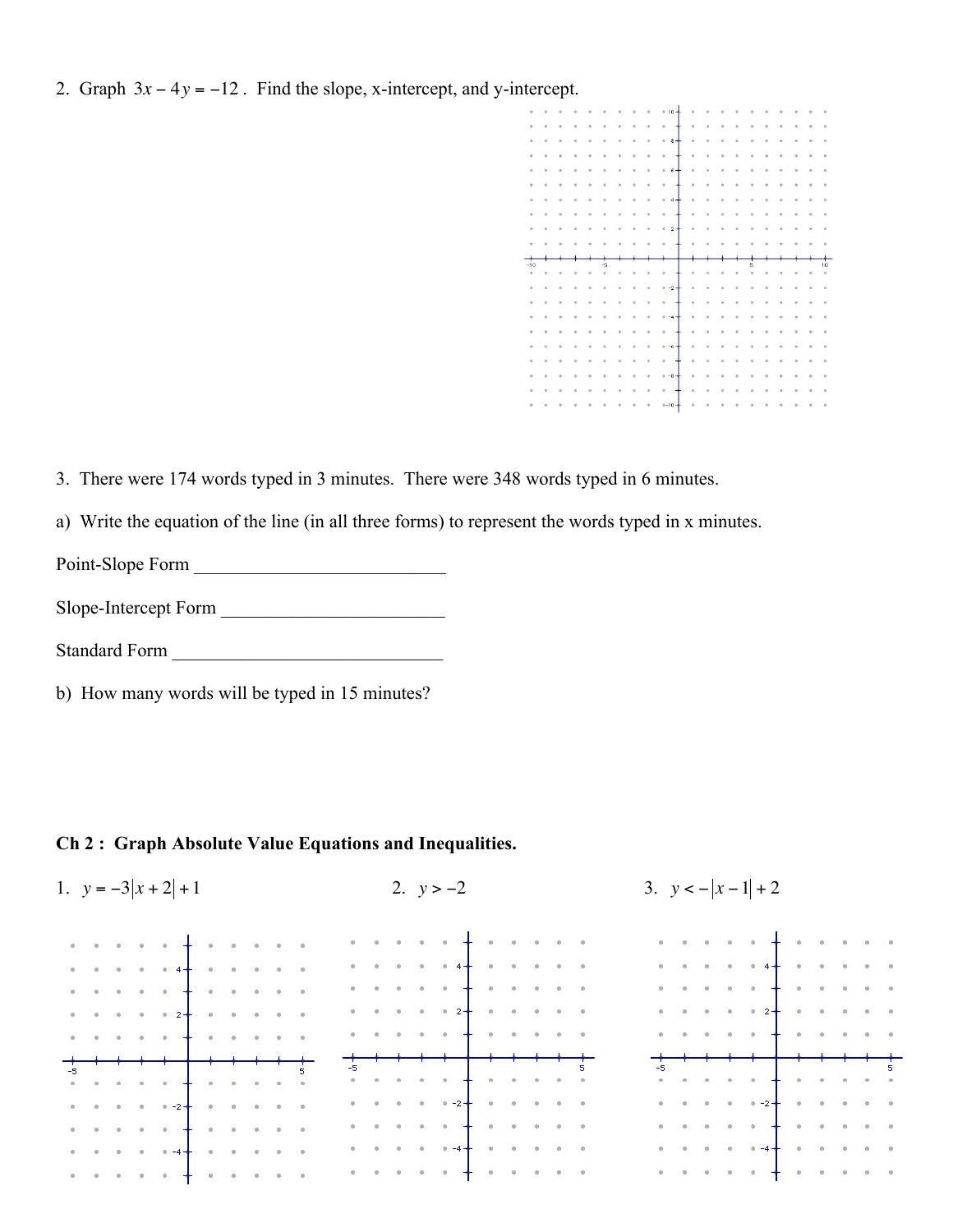2. Graph $3x - 4y = -12$. Find the slope, x-intercept, and y-intercept.

3. There were 174 words typed in 3 minutes. There were 348 words typed in 6 minutes.

a) Write the equation of the line (in all three forms) to represent the words typed in x minutes.

Point-Slope Form ___________________________

Slope-Intercept Form ________________________

Standard Form ______________________________

b) How many words will be typed in 15 minutes?

**Ch 2 : Graph Absolute Value Equations and Inequalities.**

1. $y = -3|x + 2| + 1$

2. $y > -2$

3. $y < -|x - 1| + 2$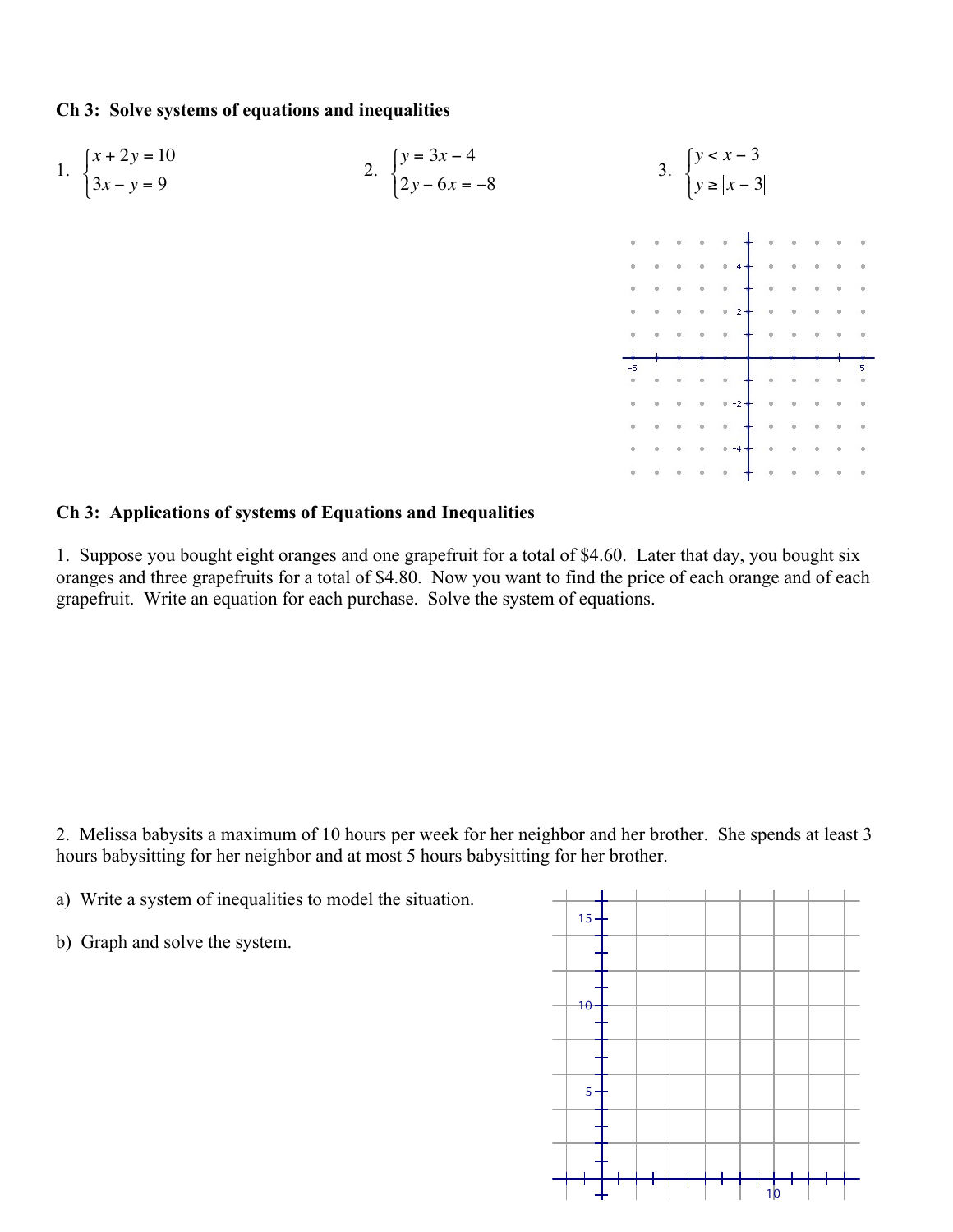**Ch 3: Solve systems of equations and inequalities**

1. $\begin{cases} x + 2y = 10 \\ 3x - y = 9 \end{cases}$

2. $\begin{cases} y = 3x - 4 \\ 2y - 6x = -8 \end{cases}$

3. $\begin{cases} y < x - 3 \\ y \geq |x - 3| \end{cases}$

4
2
-5
5
-2
-4

**Ch 3: Applications of systems of Equations and Inequalities**

1. Suppose you bought eight oranges and one grapefruit for a total of \$4.60. Later that day, you bought six oranges and three grapefruits for a total of \$4.80. Now you want to find the price of each orange and of each grapefruit. Write an equation for each purchase. Solve the system of equations.

2. Melissa babysits a maximum of 10 hours per week for her neighbor and her brother. She spends at least 3 hours babysitting for her neighbor and at most 5 hours babysitting for her brother.

a) Write a system of inequalities to model the situation.

b) Graph and solve the system.

15
10
5
10